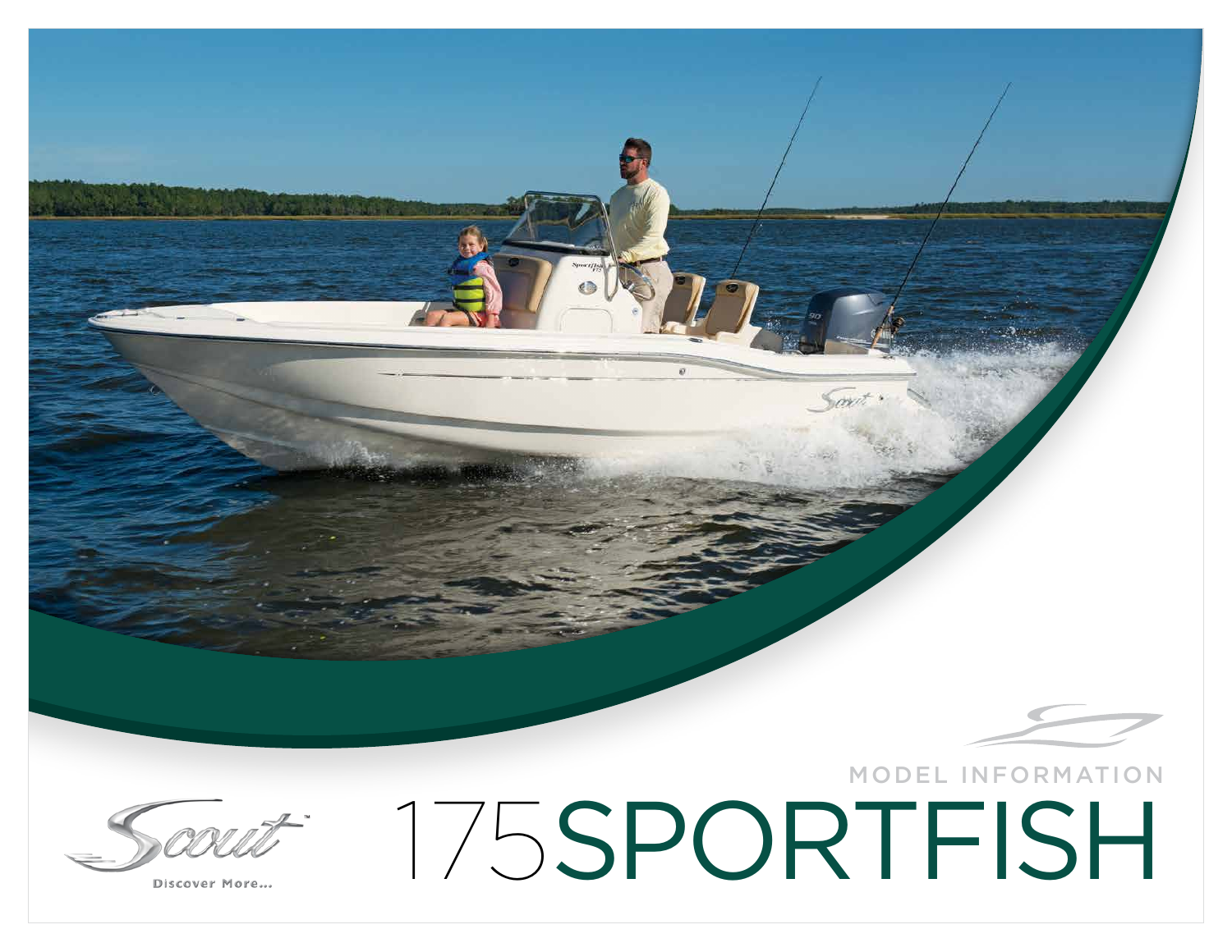MODEL INFORMATION

# 175SPORTFISH

Scout™

Discover More...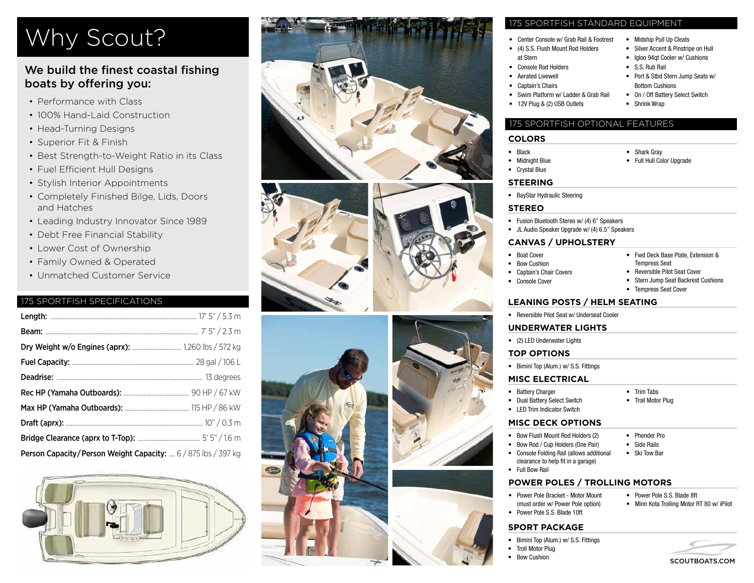# Why Scout?

## We build the finest coastal fishing boats by offering you:

- Performance with Class
- 100% Hand-Laid Construction
- Head-Turning Designs
- Superior Fit & Finish
- Best Strength-to-Weight Ratio in its Class
- Fuel Efficient Hull Designs
- Stylish Interior Appointments
- Completely Finished Bilge, Lids, Doors and Hatches
- Leading Industry Innovator Since 1989
- Debt Free Financial Stability
- Lower Cost of Ownership
- Family Owned & Operated
- Unmatched Customer Service

## 175 SPORTFISH SPECIFICATIONS

| | |
|---|---|
| **Length:** | 17' 5" / 5.3 m |
| **Beam:** | 7' 5" / 2.3 m |
| **Dry Weight w/o Engines (aprx):** | 1,260 lbs / 572 kg |
| **Fuel Capacity:** | 28 gal / 106 L |
| **Deadrise:** | 13 degrees |
| **Rec HP (Yamaha Outboards):** | 90 HP / 67 kW |
| **Max HP (Yamaha Outboards):** | 115 HP / 86 kW |
| **Draft (aprx):** | 10" / 0.3 m |
| **Bridge Clearance (aprx to T-Top):** | 5' 5" / 1.6 m |
| **Person Capacity/Person Weight Capacity:** | 6 / 875 lbs / 397 kg |

## 175 SPORTFISH STANDARD EQUIPMENT

- Center Console w/ Grab Rail & Footrest
- (4) S.S. Flush Mount Rod Holders at Stern
- Console Rod Holders
- Aerated Livewell
- Captain's Chairs
- Swim Platform w/ Ladder & Grab Rail
- 12V Plug & (2) USB Outlets
- Midship Pull Up Cleats
- Silver Accent & Pinstripe on Hull
- Igloo 94qt Cooler w/ Cushions
- S.S. Rub Rail
- Port & Stbd Stern Jump Seats w/ Bottom Cushions
- On / Off Battery Select Switch
- Shrink Wrap

## 175 SPORTFISH OPTIONAL FEATURES

### COLORS

- Black
- Midnight Blue
- Crystal Blue
- Shark Gray
- Full Hull Color Upgrade

### STEERING

- BayStar Hydraulic Steering

### STEREO

- Fusion Bluetooth Stereo w/ (4) 6" Speakers
- JL Audio Speaker Upgrade w/ (4) 6.5" Speakers

### CANVAS / UPHOLSTERY

- Boat Cover
- Bow Cushion
- Captain's Chair Covers
- Console Cover
- Fwd Deck Base Plate, Extension & Tempress Seat
- Reversible Pilot Seat Cover
- Stern Jump Seat Backrest Cushions
- Tempress Seat Cover

### LEANING POSTS / HELM SEATING

- Reversible Pilot Seat w/ Underseat Cooler

### UNDERWATER LIGHTS

- (2) LED Underwater Lights

### TOP OPTIONS

- Bimini Top (Alum.) w/ S.S. Fittings

### MISC ELECTRICAL

- Battery Charger
- Dual Battery Select Switch
- LED Trim Indicator Switch
- Trim Tabs
- Troll Motor Plug

### MISC DECK OPTIONS

- Bow Flush Mount Rod Holders (2)
- Bow Rod / Cup Holders (One Pair)
- Console Folding Rail (allows additional clearance to help fit in a garage)
- Full Bow Rail
- Phender Pro
- Side Rails
- Ski Tow Bar

### POWER POLES / TROLLING MOTORS

- Power Pole Bracket - Motor Mount (must order w/ Power Pole option)
- Power Pole S.S. Blade 10ft
- Power Pole S.S. Blade 8ft
- Minn Kota Trolling Motor RT 80 w/ iPilot

### SPORT PACKAGE

- Bimini Top (Alum.) w/ S.S. Fittings
- Troll Motor Plug
- Bow Cushion

SCOUTBOATS.COM